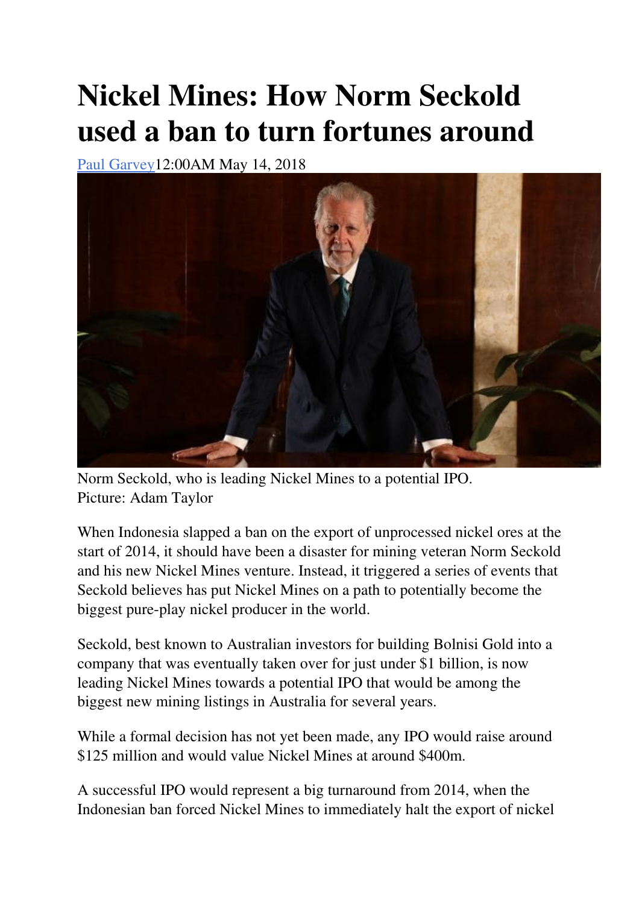# Nickel Mines: How Norm Seckold used a ban to turn fortunes around

[Paul Garvey](#)12:00AM May 14, 2018

Norm Seckold, who is leading Nickel Mines to a potential IPO. Picture: Adam Taylor

When Indonesia slapped a ban on the export of unprocessed nickel ores at the start of 2014, it should have been a disaster for mining veteran Norm Seckold and his new Nickel Mines venture. Instead, it triggered a series of events that Seckold believes has put Nickel Mines on a path to potentially become the biggest pure-play nickel producer in the world.

Seckold, best known to Australian investors for building Bolnisi Gold into a company that was eventually taken over for just under $1 billion, is now leading Nickel Mines towards a potential IPO that would be among the biggest new mining listings in Australia for several years.

While a formal decision has not yet been made, any IPO would raise around $125 million and would value Nickel Mines at around $400m.

A successful IPO would represent a big turnaround from 2014, when the Indonesian ban forced Nickel Mines to immediately halt the export of nickel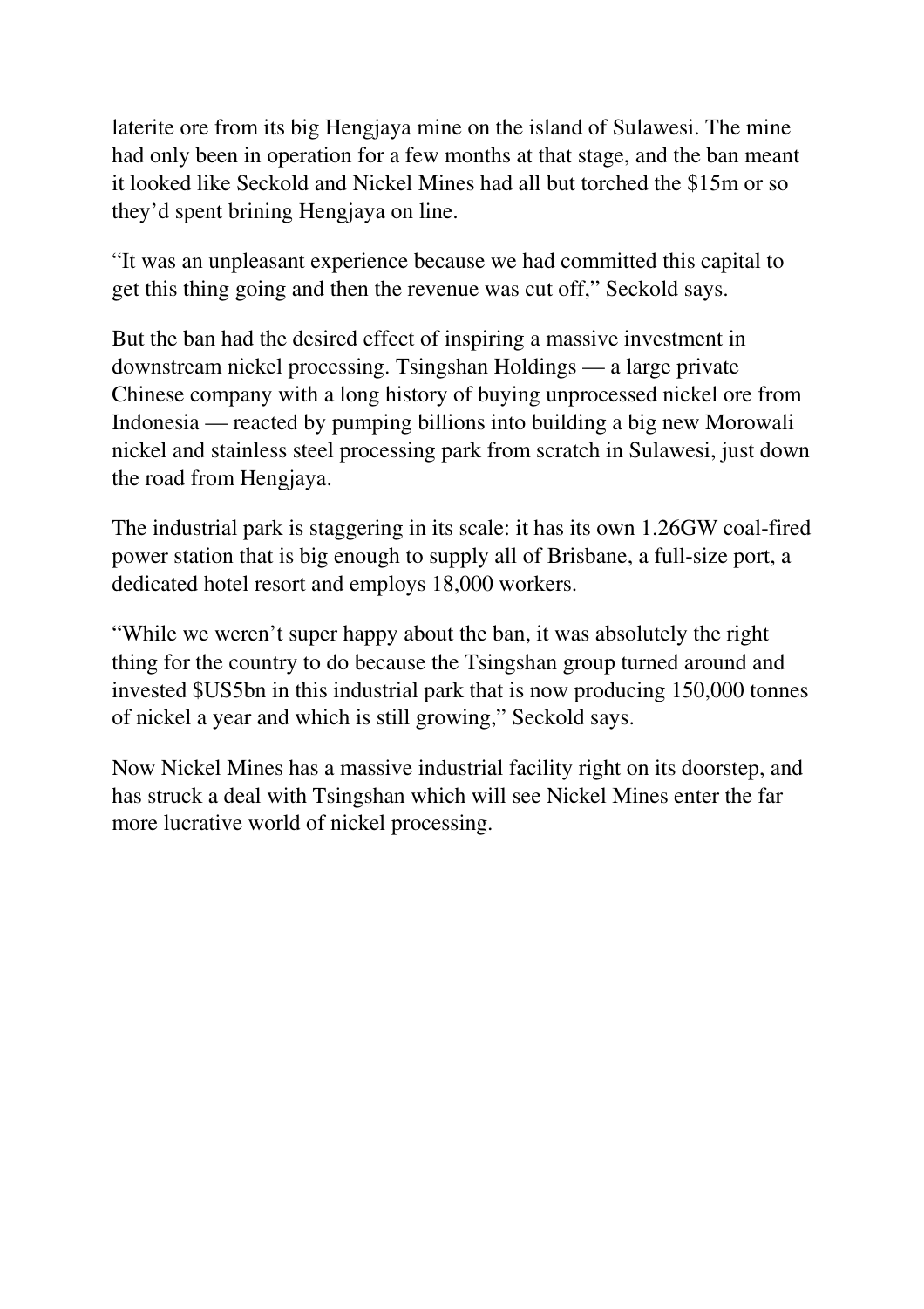laterite ore from its big Hengjaya mine on the island of Sulawesi. The mine had only been in operation for a few months at that stage, and the ban meant it looked like Seckold and Nickel Mines had all but torched the $15m or so they'd spent brining Hengjaya on line.

"It was an unpleasant experience because we had committed this capital to get this thing going and then the revenue was cut off," Seckold says.

But the ban had the desired effect of inspiring a massive investment in downstream nickel processing. Tsingshan Holdings — a large private Chinese company with a long history of buying unprocessed nickel ore from Indonesia — reacted by pumping billions into building a big new Morowali nickel and stainless steel processing park from scratch in Sulawesi, just down the road from Hengjaya.

The industrial park is staggering in its scale: it has its own 1.26GW coal-fired power station that is big enough to supply all of Brisbane, a full-size port, a dedicated hotel resort and employs 18,000 workers.

"While we weren't super happy about the ban, it was absolutely the right thing for the country to do because the Tsingshan group turned around and invested $US5bn in this industrial park that is now producing 150,000 tonnes of nickel a year and which is still growing," Seckold says.

Now Nickel Mines has a massive industrial facility right on its doorstep, and has struck a deal with Tsingshan which will see Nickel Mines enter the far more lucrative world of nickel processing.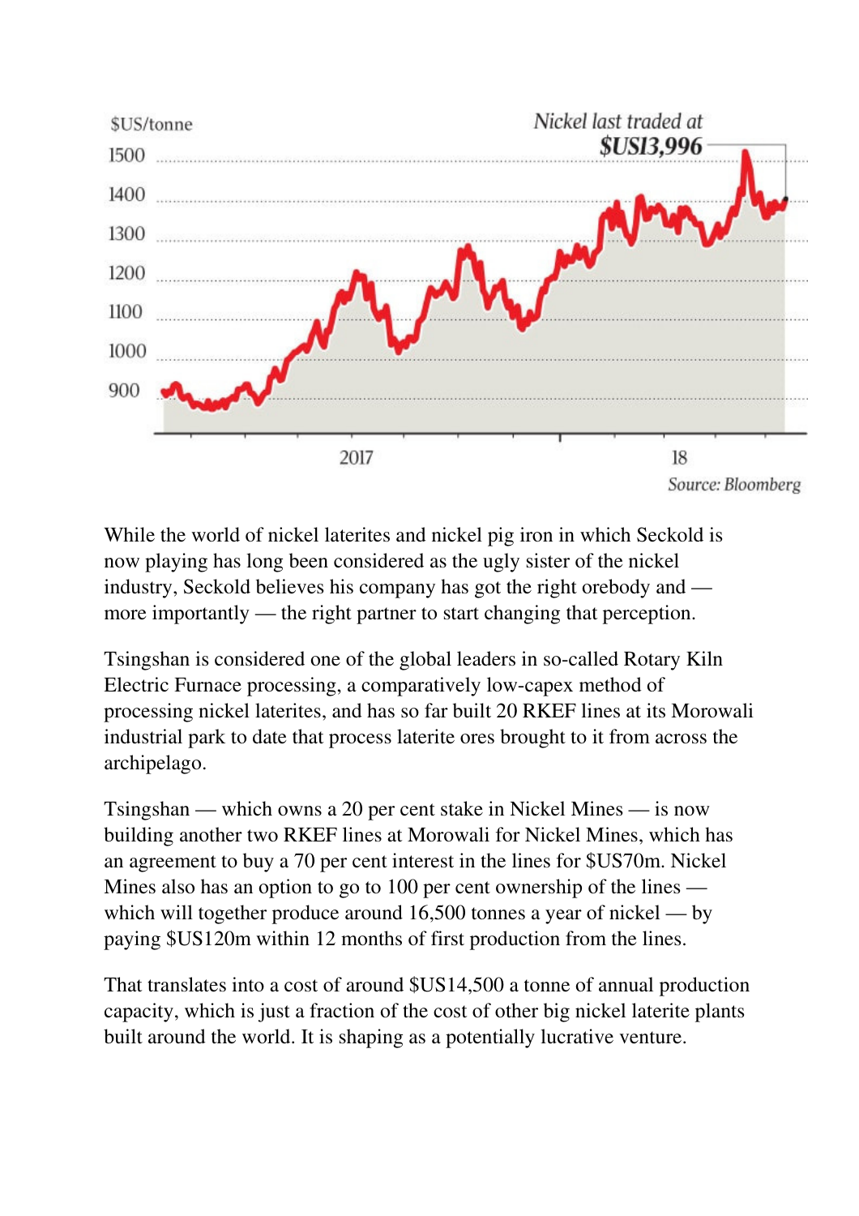$US/tonne

Nickel last traded at
**$US13,996**

1500
1400
1300
1200
1100
1000
900

2017 18

*Source: Bloomberg*

While the world of nickel laterites and nickel pig iron in which Seckold is now playing has long been considered as the ugly sister of the nickel industry, Seckold believes his company has got the right orebody and — more importantly — the right partner to start changing that perception.

Tsingshan is considered one of the global leaders in so-called Rotary Kiln Electric Furnace processing, a comparatively low-capex method of processing nickel laterites, and has so far built 20 RKEF lines at its Morowali industrial park to date that process laterite ores brought to it from across the archipelago.

Tsingshan — which owns a 20 per cent stake in Nickel Mines — is now building another two RKEF lines at Morowali for Nickel Mines, which has an agreement to buy a 70 per cent interest in the lines for $US70m. Nickel Mines also has an option to go to 100 per cent ownership of the lines — which will together produce around 16,500 tonnes a year of nickel — by paying $US120m within 12 months of first production from the lines.

That translates into a cost of around $US14,500 a tonne of annual production capacity, which is just a fraction of the cost of other big nickel laterite plants built around the world. It is shaping as a potentially lucrative venture.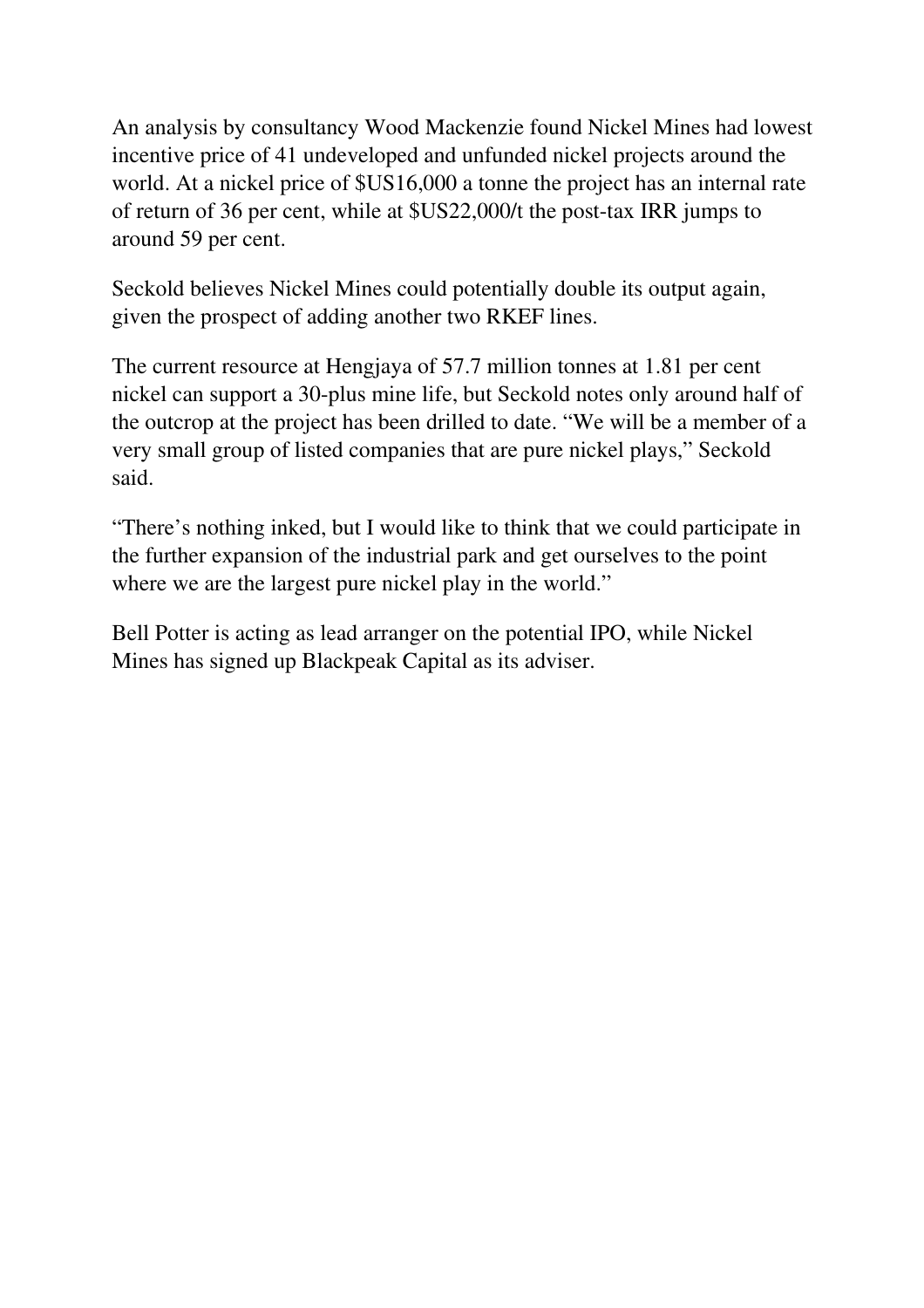An analysis by consultancy Wood Mackenzie found Nickel Mines had lowest incentive price of 41 undeveloped and unfunded nickel projects around the world. At a nickel price of $US16,000 a tonne the project has an internal rate of return of 36 per cent, while at $US22,000/t the post-tax IRR jumps to around 59 per cent.

Seckold believes Nickel Mines could potentially double its output again, given the prospect of adding another two RKEF lines.

The current resource at Hengjaya of 57.7 million tonnes at 1.81 per cent nickel can support a 30-plus mine life, but Seckold notes only around half of the outcrop at the project has been drilled to date. "We will be a member of a very small group of listed companies that are pure nickel plays," Seckold said.

"There's nothing inked, but I would like to think that we could participate in the further expansion of the industrial park and get ourselves to the point where we are the largest pure nickel play in the world."

Bell Potter is acting as lead arranger on the potential IPO, while Nickel Mines has signed up Blackpeak Capital as its adviser.